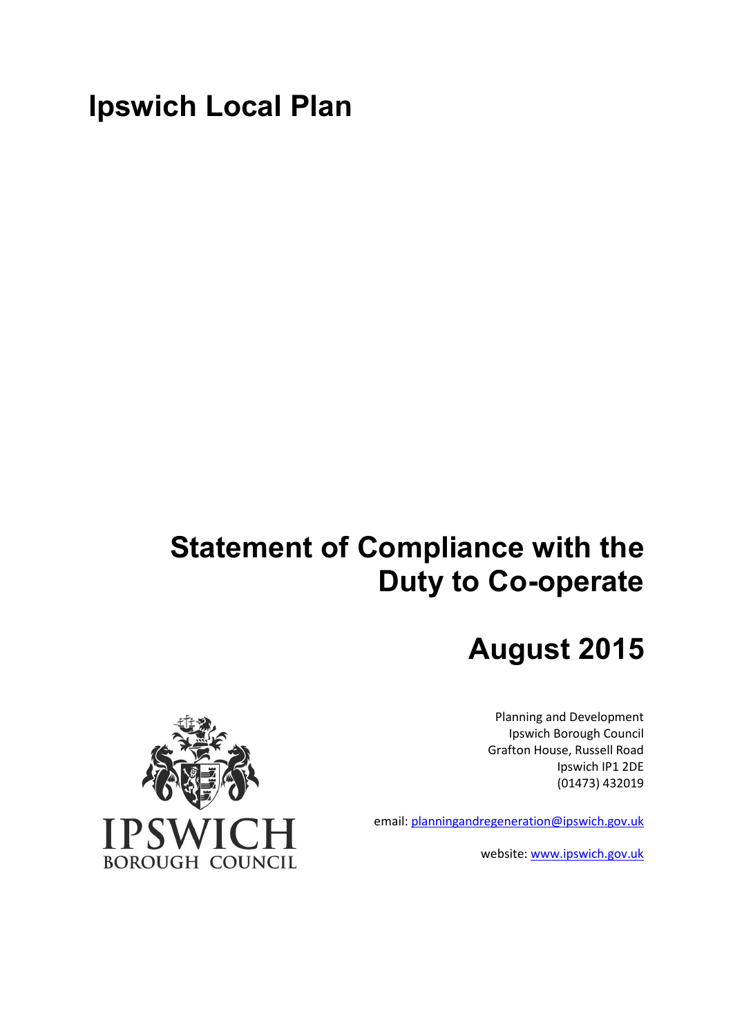# Ipswich Local Plan

# Statement of Compliance with the Duty to Co-operate

## August 2015

Planning and Development
Ipswich Borough Council
Grafton House, Russell Road
Ipswich IP1 2DE
(01473) 432019

email: planningandregeneration@ipswich.gov.uk

website: www.ipswich.gov.uk

IPSWICH
BOROUGH COUNCIL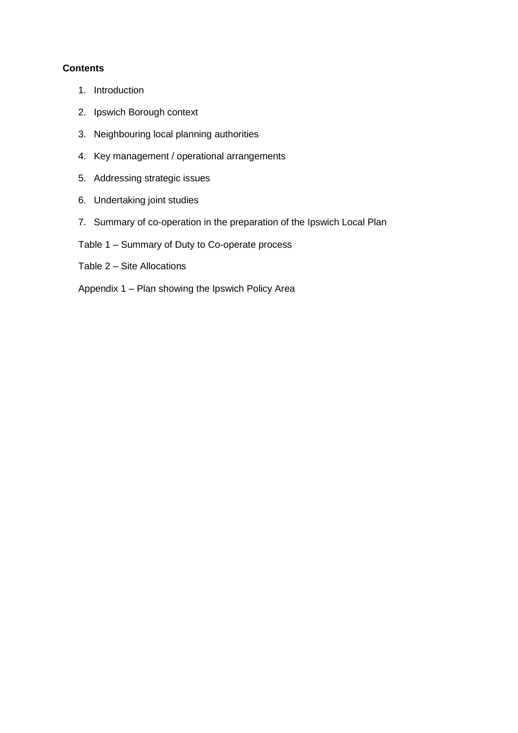**Contents**

1. Introduction
2. Ipswich Borough context
3. Neighbouring local planning authorities
4. Key management / operational arrangements
5. Addressing strategic issues
6. Undertaking joint studies
7. Summary of co-operation in the preparation of the Ipswich Local Plan

Table 1 – Summary of Duty to Co-operate process

Table 2 – Site Allocations

Appendix 1 – Plan showing the Ipswich Policy Area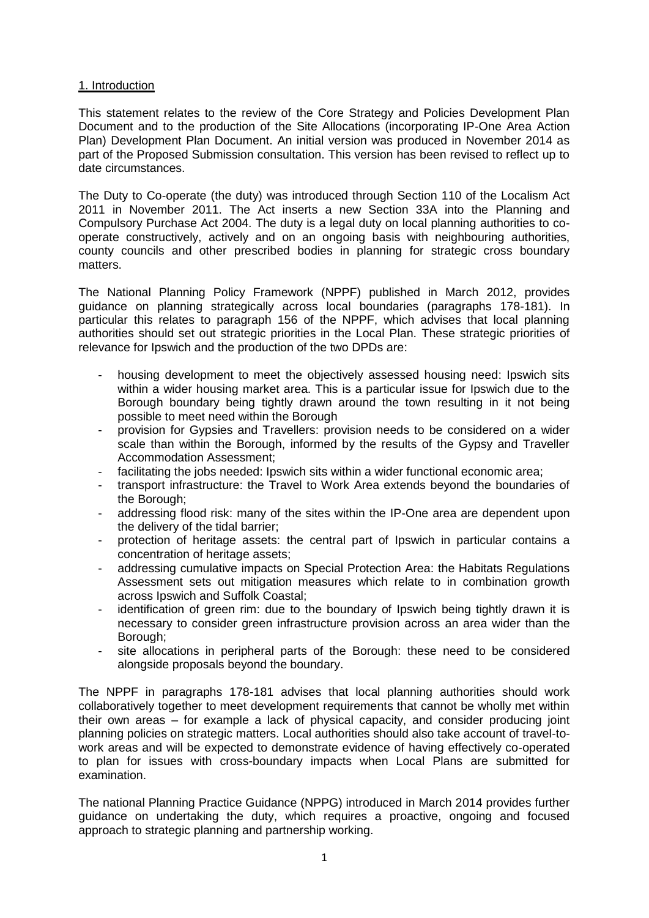## 1. Introduction

This statement relates to the review of the Core Strategy and Policies Development Plan Document and to the production of the Site Allocations (incorporating IP-One Area Action Plan) Development Plan Document. An initial version was produced in November 2014 as part of the Proposed Submission consultation. This version has been revised to reflect up to date circumstances.

The Duty to Co-operate (the duty) was introduced through Section 110 of the Localism Act 2011 in November 2011. The Act inserts a new Section 33A into the Planning and Compulsory Purchase Act 2004. The duty is a legal duty on local planning authorities to co-operate constructively, actively and on an ongoing basis with neighbouring authorities, county councils and other prescribed bodies in planning for strategic cross boundary matters.

The National Planning Policy Framework (NPPF) published in March 2012, provides guidance on planning strategically across local boundaries (paragraphs 178-181). In particular this relates to paragraph 156 of the NPPF, which advises that local planning authorities should set out strategic priorities in the Local Plan. These strategic priorities of relevance for Ipswich and the production of the two DPDs are:

- housing development to meet the objectively assessed housing need: Ipswich sits within a wider housing market area. This is a particular issue for Ipswich due to the Borough boundary being tightly drawn around the town resulting in it not being possible to meet need within the Borough
- provision for Gypsies and Travellers: provision needs to be considered on a wider scale than within the Borough, informed by the results of the Gypsy and Traveller Accommodation Assessment;
- facilitating the jobs needed: Ipswich sits within a wider functional economic area;
- transport infrastructure: the Travel to Work Area extends beyond the boundaries of the Borough;
- addressing flood risk: many of the sites within the IP-One area are dependent upon the delivery of the tidal barrier;
- protection of heritage assets: the central part of Ipswich in particular contains a concentration of heritage assets;
- addressing cumulative impacts on Special Protection Area: the Habitats Regulations Assessment sets out mitigation measures which relate to in combination growth across Ipswich and Suffolk Coastal;
- identification of green rim: due to the boundary of Ipswich being tightly drawn it is necessary to consider green infrastructure provision across an area wider than the Borough;
- site allocations in peripheral parts of the Borough: these need to be considered alongside proposals beyond the boundary.

The NPPF in paragraphs 178-181 advises that local planning authorities should work collaboratively together to meet development requirements that cannot be wholly met within their own areas – for example a lack of physical capacity, and consider producing joint planning policies on strategic matters. Local authorities should also take account of travel-to-work areas and will be expected to demonstrate evidence of having effectively co-operated to plan for issues with cross-boundary impacts when Local Plans are submitted for examination.

The national Planning Practice Guidance (NPPG) introduced in March 2014 provides further guidance on undertaking the duty, which requires a proactive, ongoing and focused approach to strategic planning and partnership working.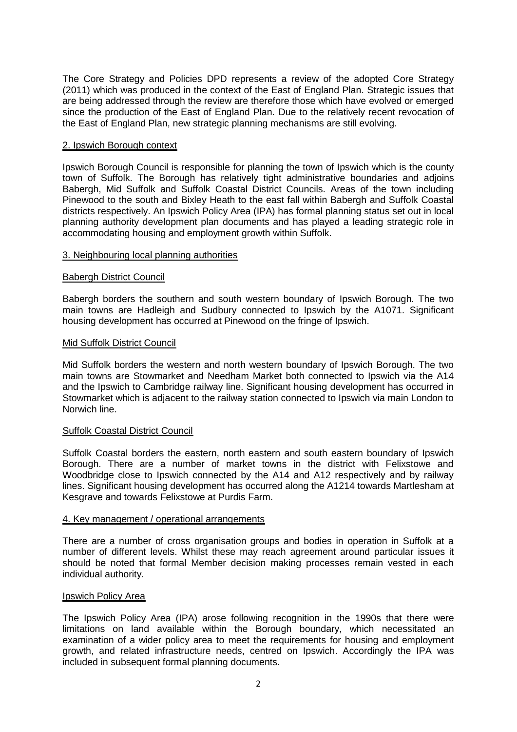The Core Strategy and Policies DPD represents a review of the adopted Core Strategy (2011) which was produced in the context of the East of England Plan. Strategic issues that are being addressed through the review are therefore those which have evolved or emerged since the production of the East of England Plan. Due to the relatively recent revocation of the East of England Plan, new strategic planning mechanisms are still evolving.

## 2. Ipswich Borough context

Ipswich Borough Council is responsible for planning the town of Ipswich which is the county town of Suffolk. The Borough has relatively tight administrative boundaries and adjoins Babergh, Mid Suffolk and Suffolk Coastal District Councils. Areas of the town including Pinewood to the south and Bixley Heath to the east fall within Babergh and Suffolk Coastal districts respectively. An Ipswich Policy Area (IPA) has formal planning status set out in local planning authority development plan documents and has played a leading strategic role in accommodating housing and employment growth within Suffolk.

## 3. Neighbouring local planning authorities

### Babergh District Council

Babergh borders the southern and south western boundary of Ipswich Borough. The two main towns are Hadleigh and Sudbury connected to Ipswich by the A1071. Significant housing development has occurred at Pinewood on the fringe of Ipswich.

### Mid Suffolk District Council

Mid Suffolk borders the western and north western boundary of Ipswich Borough. The two main towns are Stowmarket and Needham Market both connected to Ipswich via the A14 and the Ipswich to Cambridge railway line. Significant housing development has occurred in Stowmarket which is adjacent to the railway station connected to Ipswich via main London to Norwich line.

### Suffolk Coastal District Council

Suffolk Coastal borders the eastern, north eastern and south eastern boundary of Ipswich Borough. There are a number of market towns in the district with Felixstowe and Woodbridge close to Ipswich connected by the A14 and A12 respectively and by railway lines. Significant housing development has occurred along the A1214 towards Martlesham at Kesgrave and towards Felixstowe at Purdis Farm.

## 4. Key management / operational arrangements

There are a number of cross organisation groups and bodies in operation in Suffolk at a number of different levels. Whilst these may reach agreement around particular issues it should be noted that formal Member decision making processes remain vested in each individual authority.

### Ipswich Policy Area

The Ipswich Policy Area (IPA) arose following recognition in the 1990s that there were limitations on land available within the Borough boundary, which necessitated an examination of a wider policy area to meet the requirements for housing and employment growth, and related infrastructure needs, centred on Ipswich. Accordingly the IPA was included in subsequent formal planning documents.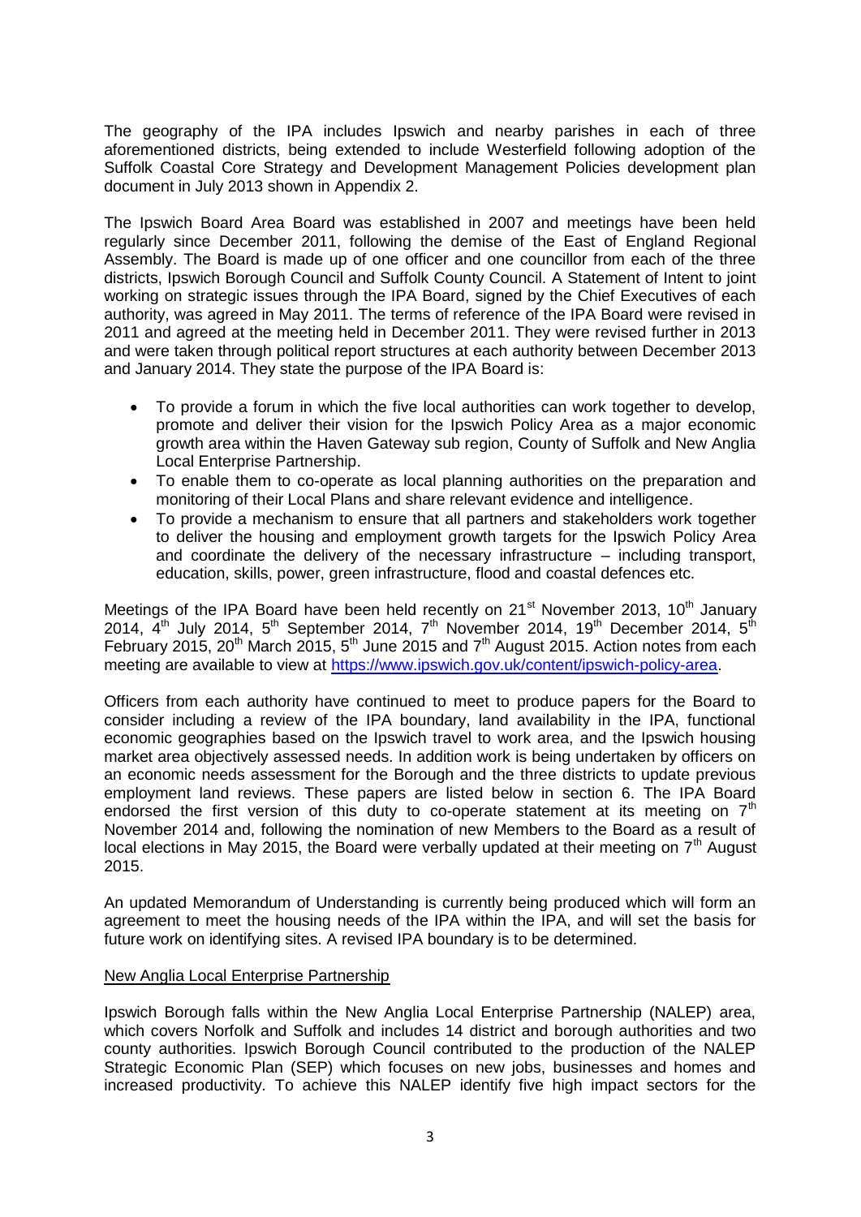The geography of the IPA includes Ipswich and nearby parishes in each of three aforementioned districts, being extended to include Westerfield following adoption of the Suffolk Coastal Core Strategy and Development Management Policies development plan document in July 2013 shown in Appendix 2.

The Ipswich Board Area Board was established in 2007 and meetings have been held regularly since December 2011, following the demise of the East of England Regional Assembly. The Board is made up of one officer and one councillor from each of the three districts, Ipswich Borough Council and Suffolk County Council. A Statement of Intent to joint working on strategic issues through the IPA Board, signed by the Chief Executives of each authority, was agreed in May 2011. The terms of reference of the IPA Board were revised in 2011 and agreed at the meeting held in December 2011. They were revised further in 2013 and were taken through political report structures at each authority between December 2013 and January 2014. They state the purpose of the IPA Board is:

- To provide a forum in which the five local authorities can work together to develop, promote and deliver their vision for the Ipswich Policy Area as a major economic growth area within the Haven Gateway sub region, County of Suffolk and New Anglia Local Enterprise Partnership.
- To enable them to co-operate as local planning authorities on the preparation and monitoring of their Local Plans and share relevant evidence and intelligence.
- To provide a mechanism to ensure that all partners and stakeholders work together to deliver the housing and employment growth targets for the Ipswich Policy Area and coordinate the delivery of the necessary infrastructure – including transport, education, skills, power, green infrastructure, flood and coastal defences etc.

Meetings of the IPA Board have been held recently on 21st November 2013, 10th January 2014, 4th July 2014, 5th September 2014, 7th November 2014, 19th December 2014, 5th February 2015, 20th March 2015, 5th June 2015 and 7th August 2015. Action notes from each meeting are available to view at https://www.ipswich.gov.uk/content/ipswich-policy-area.

Officers from each authority have continued to meet to produce papers for the Board to consider including a review of the IPA boundary, land availability in the IPA, functional economic geographies based on the Ipswich travel to work area, and the Ipswich housing market area objectively assessed needs. In addition work is being undertaken by officers on an economic needs assessment for the Borough and the three districts to update previous employment land reviews. These papers are listed below in section 6. The IPA Board endorsed the first version of this duty to co-operate statement at its meeting on 7th November 2014 and, following the nomination of new Members to the Board as a result of local elections in May 2015, the Board were verbally updated at their meeting on 7th August 2015.

An updated Memorandum of Understanding is currently being produced which will form an agreement to meet the housing needs of the IPA within the IPA, and will set the basis for future work on identifying sites. A revised IPA boundary is to be determined.

New Anglia Local Enterprise Partnership

Ipswich Borough falls within the New Anglia Local Enterprise Partnership (NALEP) area, which covers Norfolk and Suffolk and includes 14 district and borough authorities and two county authorities. Ipswich Borough Council contributed to the production of the NALEP Strategic Economic Plan (SEP) which focuses on new jobs, businesses and homes and increased productivity. To achieve this NALEP identify five high impact sectors for the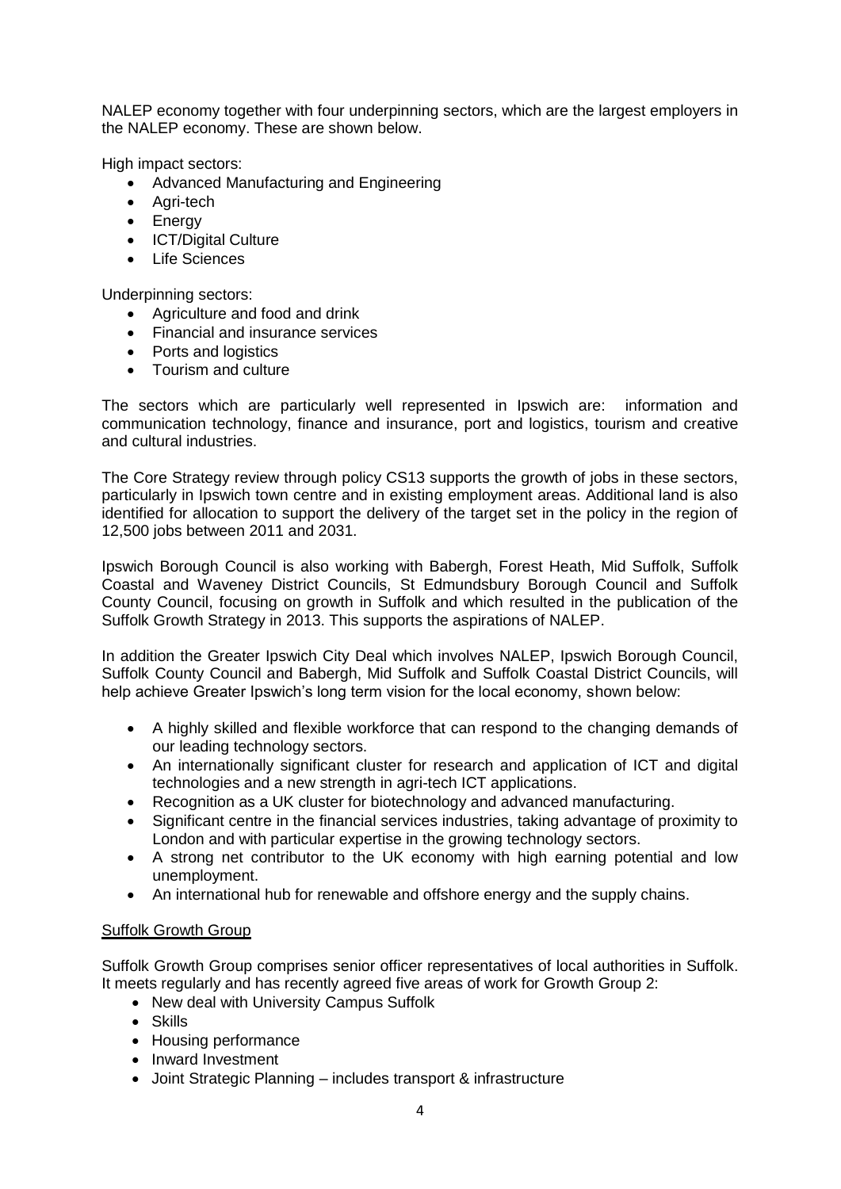NALEP economy together with four underpinning sectors, which are the largest employers in the NALEP economy. These are shown below.

High impact sectors:

- Advanced Manufacturing and Engineering
- Agri-tech
- Energy
- ICT/Digital Culture
- Life Sciences

Underpinning sectors:

- Agriculture and food and drink
- Financial and insurance services
- Ports and logistics
- Tourism and culture

The sectors which are particularly well represented in Ipswich are: information and communication technology, finance and insurance, port and logistics, tourism and creative and cultural industries.

The Core Strategy review through policy CS13 supports the growth of jobs in these sectors, particularly in Ipswich town centre and in existing employment areas. Additional land is also identified for allocation to support the delivery of the target set in the policy in the region of 12,500 jobs between 2011 and 2031.

Ipswich Borough Council is also working with Babergh, Forest Heath, Mid Suffolk, Suffolk Coastal and Waveney District Councils, St Edmundsbury Borough Council and Suffolk County Council, focusing on growth in Suffolk and which resulted in the publication of the Suffolk Growth Strategy in 2013. This supports the aspirations of NALEP.

In addition the Greater Ipswich City Deal which involves NALEP, Ipswich Borough Council, Suffolk County Council and Babergh, Mid Suffolk and Suffolk Coastal District Councils, will help achieve Greater Ipswich's long term vision for the local economy, shown below:

- A highly skilled and flexible workforce that can respond to the changing demands of our leading technology sectors.
- An internationally significant cluster for research and application of ICT and digital technologies and a new strength in agri-tech ICT applications.
- Recognition as a UK cluster for biotechnology and advanced manufacturing.
- Significant centre in the financial services industries, taking advantage of proximity to London and with particular expertise in the growing technology sectors.
- A strong net contributor to the UK economy with high earning potential and low unemployment.
- An international hub for renewable and offshore energy and the supply chains.

<u>Suffolk Growth Group</u>

Suffolk Growth Group comprises senior officer representatives of local authorities in Suffolk. It meets regularly and has recently agreed five areas of work for Growth Group 2:

- New deal with University Campus Suffolk
- Skills
- Housing performance
- Inward Investment
- Joint Strategic Planning – includes transport & infrastructure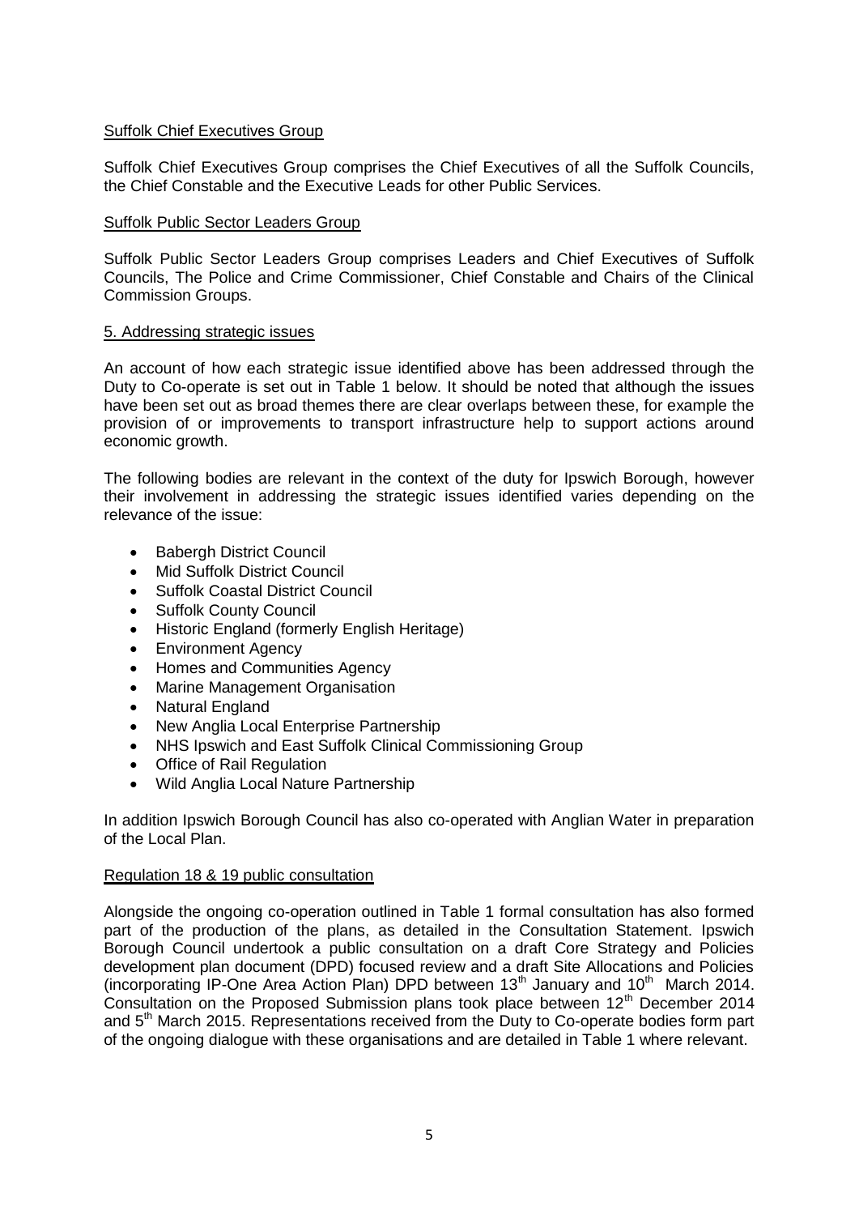Suffolk Chief Executives Group

Suffolk Chief Executives Group comprises the Chief Executives of all the Suffolk Councils, the Chief Constable and the Executive Leads for other Public Services.

Suffolk Public Sector Leaders Group

Suffolk Public Sector Leaders Group comprises Leaders and Chief Executives of Suffolk Councils, The Police and Crime Commissioner, Chief Constable and Chairs of the Clinical Commission Groups.

## 5. Addressing strategic issues

An account of how each strategic issue identified above has been addressed through the Duty to Co-operate is set out in Table 1 below. It should be noted that although the issues have been set out as broad themes there are clear overlaps between these, for example the provision of or improvements to transport infrastructure help to support actions around economic growth.

The following bodies are relevant in the context of the duty for Ipswich Borough, however their involvement in addressing the strategic issues identified varies depending on the relevance of the issue:

- Babergh District Council
- Mid Suffolk District Council
- Suffolk Coastal District Council
- Suffolk County Council
- Historic England (formerly English Heritage)
- Environment Agency
- Homes and Communities Agency
- Marine Management Organisation
- Natural England
- New Anglia Local Enterprise Partnership
- NHS Ipswich and East Suffolk Clinical Commissioning Group
- Office of Rail Regulation
- Wild Anglia Local Nature Partnership

In addition Ipswich Borough Council has also co-operated with Anglian Water in preparation of the Local Plan.

Regulation 18 & 19 public consultation

Alongside the ongoing co-operation outlined in Table 1 formal consultation has also formed part of the production of the plans, as detailed in the Consultation Statement. Ipswich Borough Council undertook a public consultation on a draft Core Strategy and Policies development plan document (DPD) focused review and a draft Site Allocations and Policies (incorporating IP-One Area Action Plan) DPD between 13th January and 10th March 2014. Consultation on the Proposed Submission plans took place between 12th December 2014 and 5th March 2015. Representations received from the Duty to Co-operate bodies form part of the ongoing dialogue with these organisations and are detailed in Table 1 where relevant.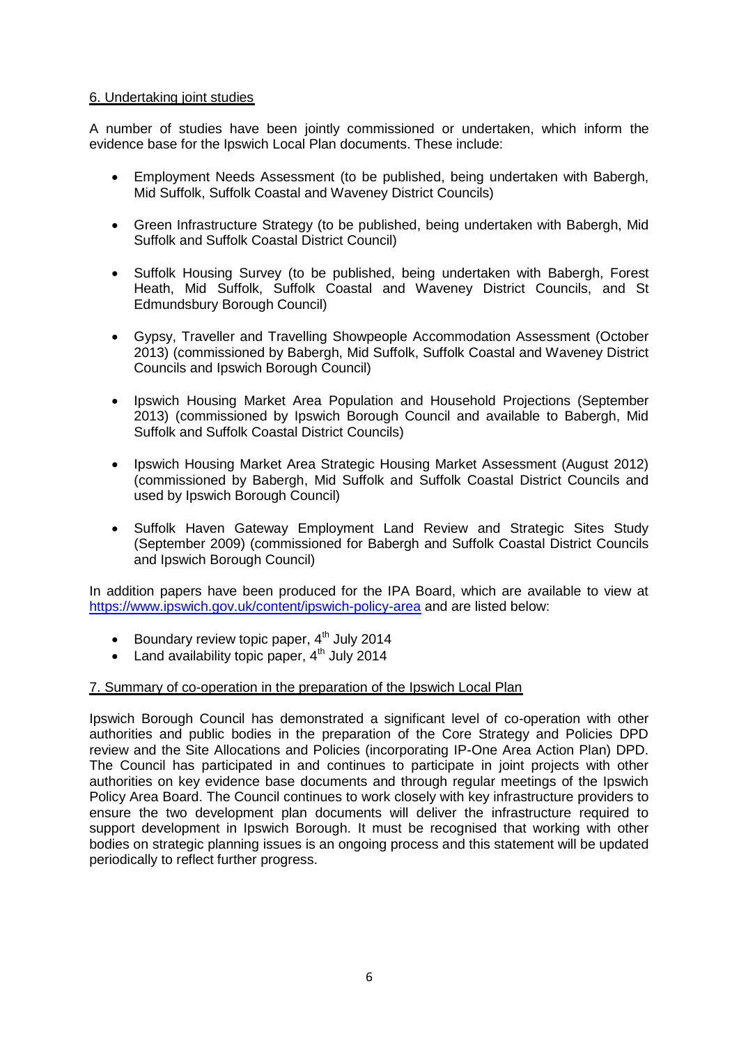## 6. Undertaking joint studies

A number of studies have been jointly commissioned or undertaken, which inform the evidence base for the Ipswich Local Plan documents. These include:

- Employment Needs Assessment (to be published, being undertaken with Babergh, Mid Suffolk, Suffolk Coastal and Waveney District Councils)

- Green Infrastructure Strategy (to be published, being undertaken with Babergh, Mid Suffolk and Suffolk Coastal District Council)

- Suffolk Housing Survey (to be published, being undertaken with Babergh, Forest Heath, Mid Suffolk, Suffolk Coastal and Waveney District Councils, and St Edmundsbury Borough Council)

- Gypsy, Traveller and Travelling Showpeople Accommodation Assessment (October 2013) (commissioned by Babergh, Mid Suffolk, Suffolk Coastal and Waveney District Councils and Ipswich Borough Council)

- Ipswich Housing Market Area Population and Household Projections (September 2013) (commissioned by Ipswich Borough Council and available to Babergh, Mid Suffolk and Suffolk Coastal District Councils)

- Ipswich Housing Market Area Strategic Housing Market Assessment (August 2012) (commissioned by Babergh, Mid Suffolk and Suffolk Coastal District Councils and used by Ipswich Borough Council)

- Suffolk Haven Gateway Employment Land Review and Strategic Sites Study (September 2009) (commissioned for Babergh and Suffolk Coastal District Councils and Ipswich Borough Council)

In addition papers have been produced for the IPA Board, which are available to view at https://www.ipswich.gov.uk/content/ipswich-policy-area and are listed below:

- Boundary review topic paper, 4th July 2014
- Land availability topic paper, 4th July 2014

## 7. Summary of co-operation in the preparation of the Ipswich Local Plan

Ipswich Borough Council has demonstrated a significant level of co-operation with other authorities and public bodies in the preparation of the Core Strategy and Policies DPD review and the Site Allocations and Policies (incorporating IP-One Area Action Plan) DPD. The Council has participated in and continues to participate in joint projects with other authorities on key evidence base documents and through regular meetings of the Ipswich Policy Area Board. The Council continues to work closely with key infrastructure providers to ensure the two development plan documents will deliver the infrastructure required to support development in Ipswich Borough. It must be recognised that working with other bodies on strategic planning issues is an ongoing process and this statement will be updated periodically to reflect further progress.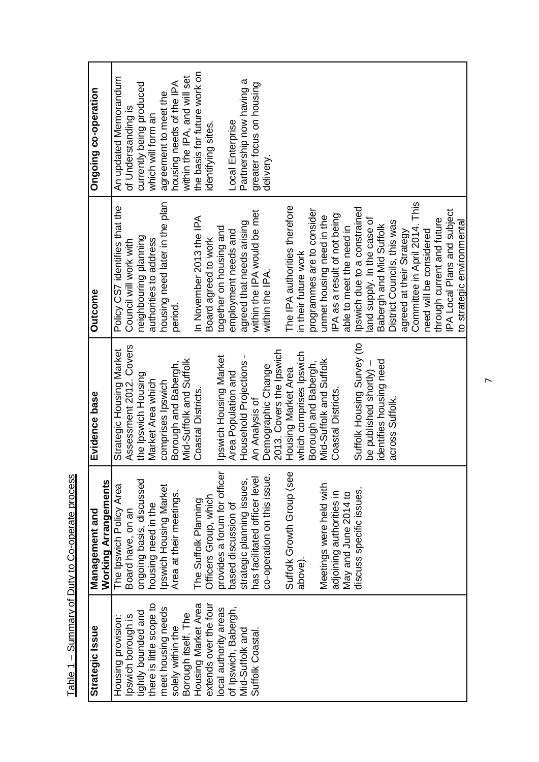Table 1 – Summary of Duty to Co-operate process

| Strategic Issue | Management and Working Arrangements | Evidence base | Outcome | Ongoing co-operation |
|---|---|---|---|---|
| Housing provision: Ipswich borough is tightly bounded and there is little scope to meet housing needs solely within the Borough itself. The Housing Market Area extends over the four local authority areas of Ipswich, Babergh, Mid-Suffolk and Suffolk Coastal. | The Ipswich Policy Area Board have, on an ongoing basis, discussed housing need in the Ipswich Housing Market Area at their meetings.<br><br>The Suffolk Planning Officers Group, which provides a forum for officer based discussion of strategic planning issues, has facilitated officer level co-operation on this issue.<br><br>Suffolk Growth Group (see above).<br><br>Meetings were held with adjoining authorities in May and June 2014 to discuss specific issues. | Strategic Housing Market Assessment 2012. Covers the Ipswich Housing Market Area which comprises Ipswich Borough and Babergh, Mid-Suffolk and Suffolk Coastal Districts.<br><br>Ipswich Housing Market Area Population and Household Projections - An Analysis of Demographic Change 2013. Covers the Ipswich Housing Market Area which comprises Ipswich Borough and Babergh, Mid-Suffolk and Suffolk Coastal Districts.<br><br>Suffolk Housing Survey (to be published shortly) – identifies housing need across Suffolk. | Policy CS7 identifies that the Council will work with neighbouring planning authorities to address housing need later in the plan period.<br><br>In November 2013 the IPA Board agreed to work together on housing and employment needs and agreed that needs arising within the IPA would be met within the IPA.<br><br>The IPA authorities therefore in their future work programmes are to consider unmet housing need in the IPA as a result of not being able to meet the need in Ipswich due to a constrained land supply. In the case of Babergh and Mid Suffolk District Councils, this was agreed at their Strategy Committee in April 2014. This need will be considered through current and future IPA Local Plans and subject to strategic environmental | An updated Memorandum of Understanding is currently being produced which will form an agreement to meet the housing needs of the IPA within the IPA, and will set the basis for future work on identifying sites.<br><br>Local Enterprise Partnership now having a greater focus on housing delivery. |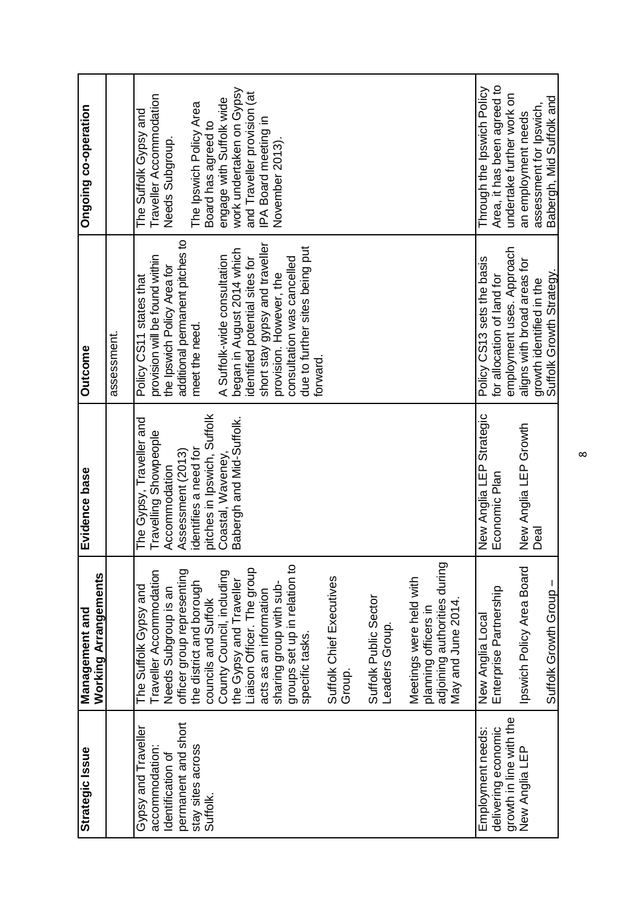| Strategic Issue | Management and Working Arrangements | Evidence base | Outcome | Ongoing co-operation |
|---|---|---|---|---|
| | | | assessment. | |
| Gypsy and Traveller accommodation: Identification of permanent and short stay sites across Suffolk. | The Suffolk Gypsy and Traveller Accommodation Needs Subgroup is an officer group representing the district and borough councils and Suffolk County Council, including the Gypsy and Traveller Liaison Officer. The group acts as an information sharing group with sub-groups set up in relation to specific tasks.<br><br>Suffolk Chief Executives Group.<br><br>Suffolk Public Sector Leaders Group.<br><br>Meetings were held with planning officers in adjoining authorities during May and June 2014. | The Gypsy, Traveller and Travelling Showpeople Accommodation Assessment (2013) identifies a need for pitches in Ipswich, Suffolk Coastal, Waveney, Babergh and Mid-Suffolk. | Policy CS11 states that provision will be found within the Ipswich Policy Area for additional permanent pitches to meet the need.<br><br>A Suffolk-wide consultation began in August 2014 which identified potential sites for short stay gypsy and traveller provision. However, the consultation was cancelled due to further sites being put forward. | The Suffolk Gypsy and Traveller Accommodation Needs Subgroup.<br><br>The Ipswich Policy Area Board has agreed to engage with Suffolk wide work undertaken on Gypsy and Traveller provision (at IPA Board meeting in November 2013). |
| Employment needs: delivering economic growth in line with the New Anglia LEP | New Anglia Local Enterprise Partnership<br><br>Ipswich Policy Area Board<br><br>Suffolk Growth Group – | New Anglia LEP Strategic Economic Plan<br><br>New Anglia LEP Growth Deal | Policy CS13 sets the basis for allocation of land for employment uses. Approach aligns with broad areas for growth identified in the Suffolk Growth Strategy. | Through the Ipswich Policy Area, it has been agreed to undertake further work on an employment needs assessment for Ipswich, Babergh, Mid Suffolk and |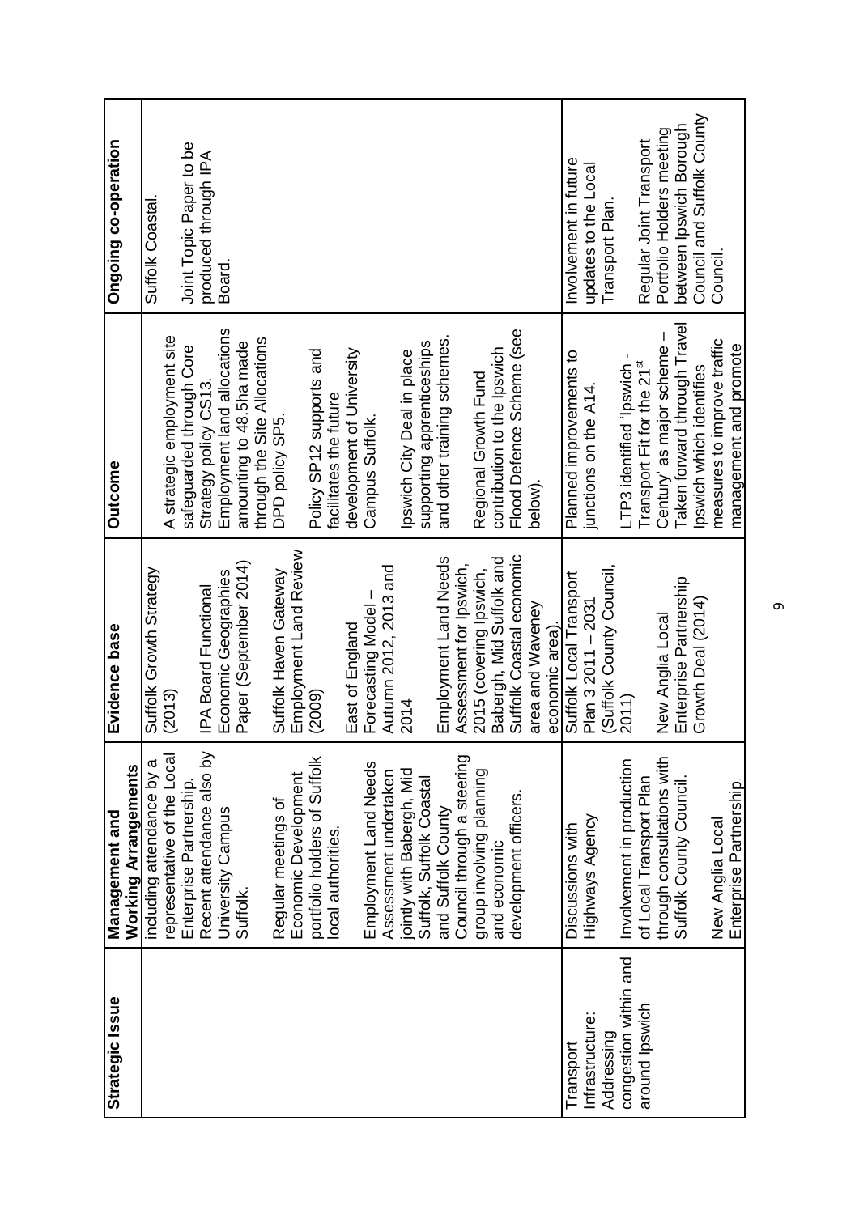| Strategic Issue | Management and Working Arrangements | Evidence base | Outcome | Ongoing co-operation |
|---|---|---|---|---|
| | including attendance by a representative of the Local Enterprise Partnership. Recent attendance also by University Campus Suffolk.<br><br>Regular meetings of Economic Development portfolio holders of Suffolk local authorities.<br><br>Employment Land Needs Assessment undertaken jointly with Babergh, Mid Suffolk, Suffolk Coastal and Suffolk County Council through a steering group involving planning and economic development officers. | Suffolk Growth Strategy (2013)<br><br>IPA Board Functional Economic Geographies Paper (September 2014)<br><br>Suffolk Haven Gateway Employment Land Review (2009)<br><br>East of England Forecasting Model – Autumn 2012, 2013 and 2014<br><br>Employment Land Needs Assessment for Ipswich, 2015 (covering Ipswich, Babergh, Mid Suffolk and Suffolk Coastal economic area and Waveney economic area). | A strategic employment site safeguarded through Core Strategy policy CS13. Employment land allocations amounting to 48.5ha made through the Site Allocations DPD policy SP5.<br><br>Policy SP12 supports and facilitates the future development of University Campus Suffolk.<br><br>Ipswich City Deal in place supporting apprenticeships and other training schemes.<br><br>Regional Growth Fund contribution to the Ipswich Flood Defence Scheme (see below). | Suffolk Coastal.<br><br>Joint Topic Paper to be produced through IPA Board. |
| Transport Infrastructure: Addressing congestion within and around Ipswich | Discussions with Highways Agency<br><br>Involvement in production of Local Transport Plan through consultations with Suffolk County Council.<br><br>New Anglia Local Enterprise Partnership. | Suffolk Local Transport Plan 3 2011 – 2031 (Suffolk County Council, 2011)<br><br>New Anglia Local Enterprise Partnership Growth Deal (2014) | Planned improvements to junctions on the A14.<br><br>LTP3 identified 'Ipswich - Transport Fit for the 21st Century' as major scheme – Taken forward through Travel Ipswich which identifies measures to improve traffic management and promote | Involvement in future updates to the Local Transport Plan.<br><br>Regular Joint Transport Portfolio Holders meeting between Ipswich Borough Council and Suffolk County Council. |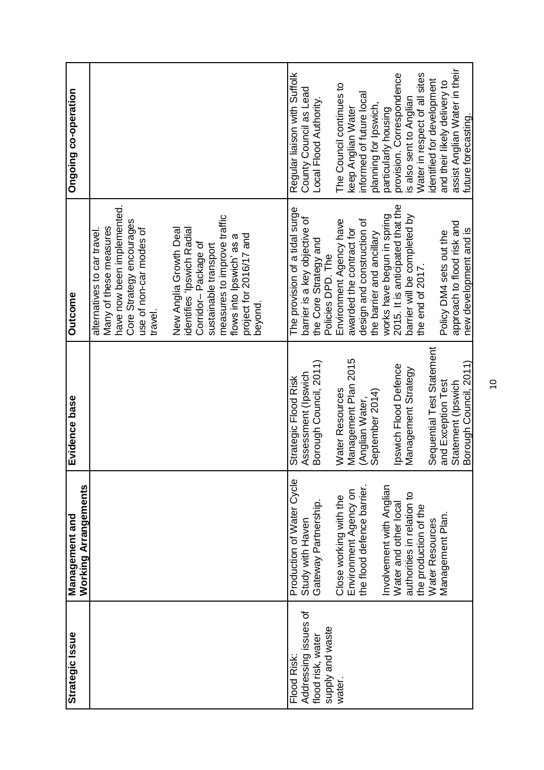| Strategic Issue | Management and Working Arrangements | Evidence base | Outcome | Ongoing co-operation |
|---|---|---|---|---|
| | | | alternatives to car travel. Many of these measures have now been implemented. Core Strategy encourages use of non-car modes of travel.<br><br>New Anglia Growth Deal identifies 'Ipswich Radial Corridor– Package of sustainable transport measures to improve traffic flows into Ipswich' as a project for 2016/17 and beyond. | |
| Flood Risk: Addressing issues of flood risk, water supply and waste water. | Production of Water Cycle Study with Haven Gateway Partnership.<br><br>Close working with the Environment Agency on the flood defence barrier.<br><br>Involvement with Anglian Water and other local authorities in relation to the production of the Water Resources Management Plan. | Strategic Flood Risk Assessment (Ipswich Borough Council, 2011)<br><br>Water Resources Management Plan 2015 (Anglian Water, September 2014)<br><br>Ipswich Flood Defence Management Strategy<br><br>Sequential Test Statement and Exception Test Statement (Ipswich Borough Council, 2011) | The provision of a tidal surge barrier is a key objective of the Core Strategy and Policies DPD. The Environment Agency have awarded the contract for design and construction of the barrier and ancillary works have begun in spring 2015. It is anticipated that the barrier will be completed by the end of 2017.<br><br>Policy DM4 sets out the approach to flood risk and new development and is | Regular liaison with Suffolk County Council as Lead Local Flood Authority.<br><br>The Council continues to keep Anglian Water informed of future local planning for Ipswich, particularly housing provision. Correspondence is also sent to Anglian Water in respect of all sites identified for development and their likely delivery to assist Anglian Water in their future forecasting. |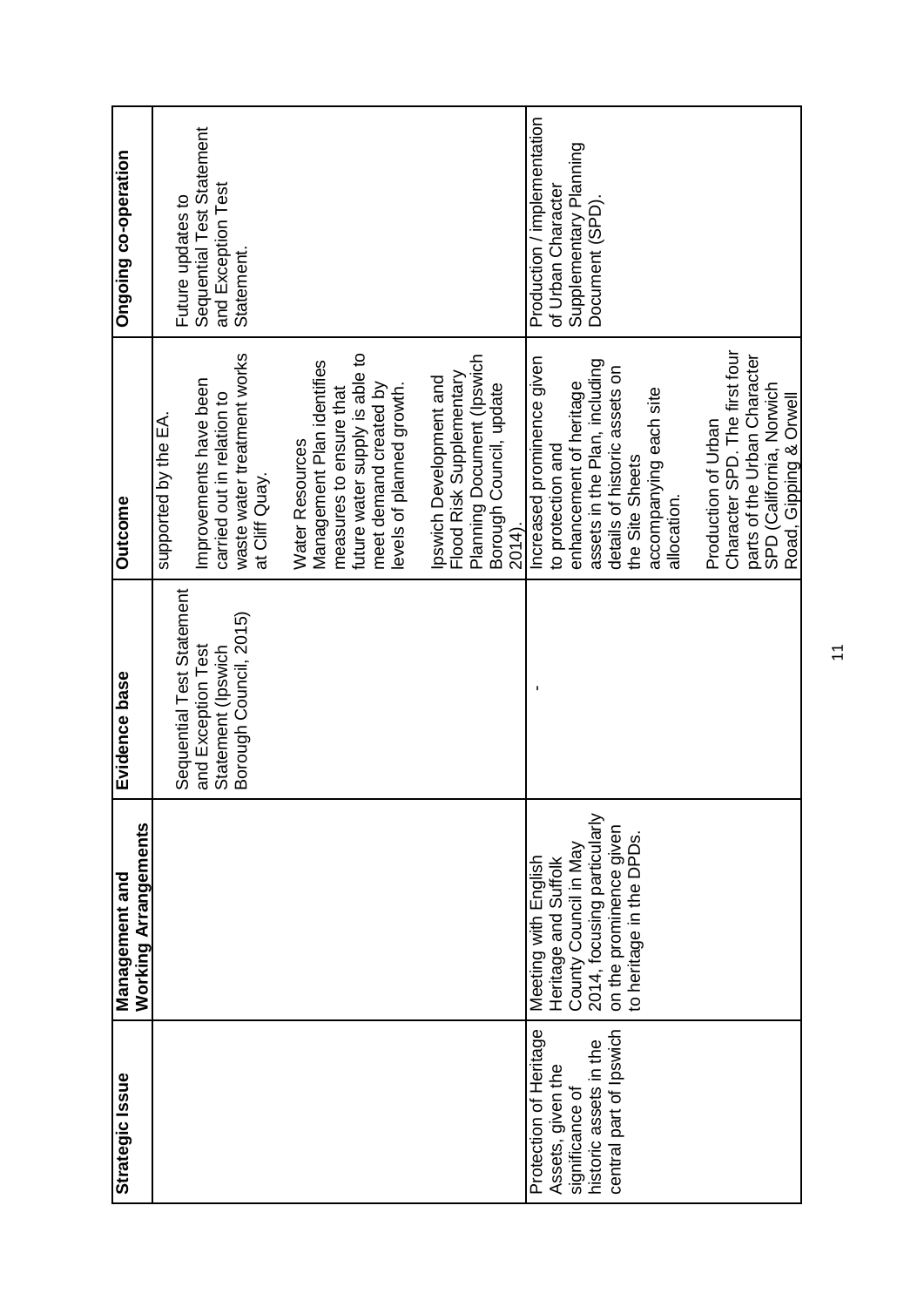| Strategic Issue | Management and Working Arrangements | Evidence base | Outcome | Ongoing co-operation |
|---|---|---|---|---|
| | | Sequential Test Statement and Exception Test Statement (Ipswich Borough Council, 2015) | supported by the EA.<br><br>Improvements have been carried out in relation to waste water treatment works at Cliff Quay.<br><br>Water Resources Management Plan identifies measures to ensure that future water supply is able to meet demand created by levels of planned growth.<br><br>Ipswich Development and Flood Risk Supplementary Planning Document (Ipswich Borough Council, update 2014). | Future updates to Sequential Test Statement and Exception Test Statement. |
| Protection of Heritage Assets, given the significance of historic assets in the central part of Ipswich | Meeting with English Heritage and Suffolk County Council in May 2014, focusing particularly on the prominence given to heritage in the DPDs. | - | Increased prominence given to protection and enhancement of heritage assets in the Plan, including details of historic assets on the Site Sheets accompanying each site allocation.<br><br>Production of Urban Character SPD. The first four parts of the Urban Character SPD (California, Norwich Road, Gipping & Orwell | Production / implementation of Urban Character Supplementary Planning Document (SPD). |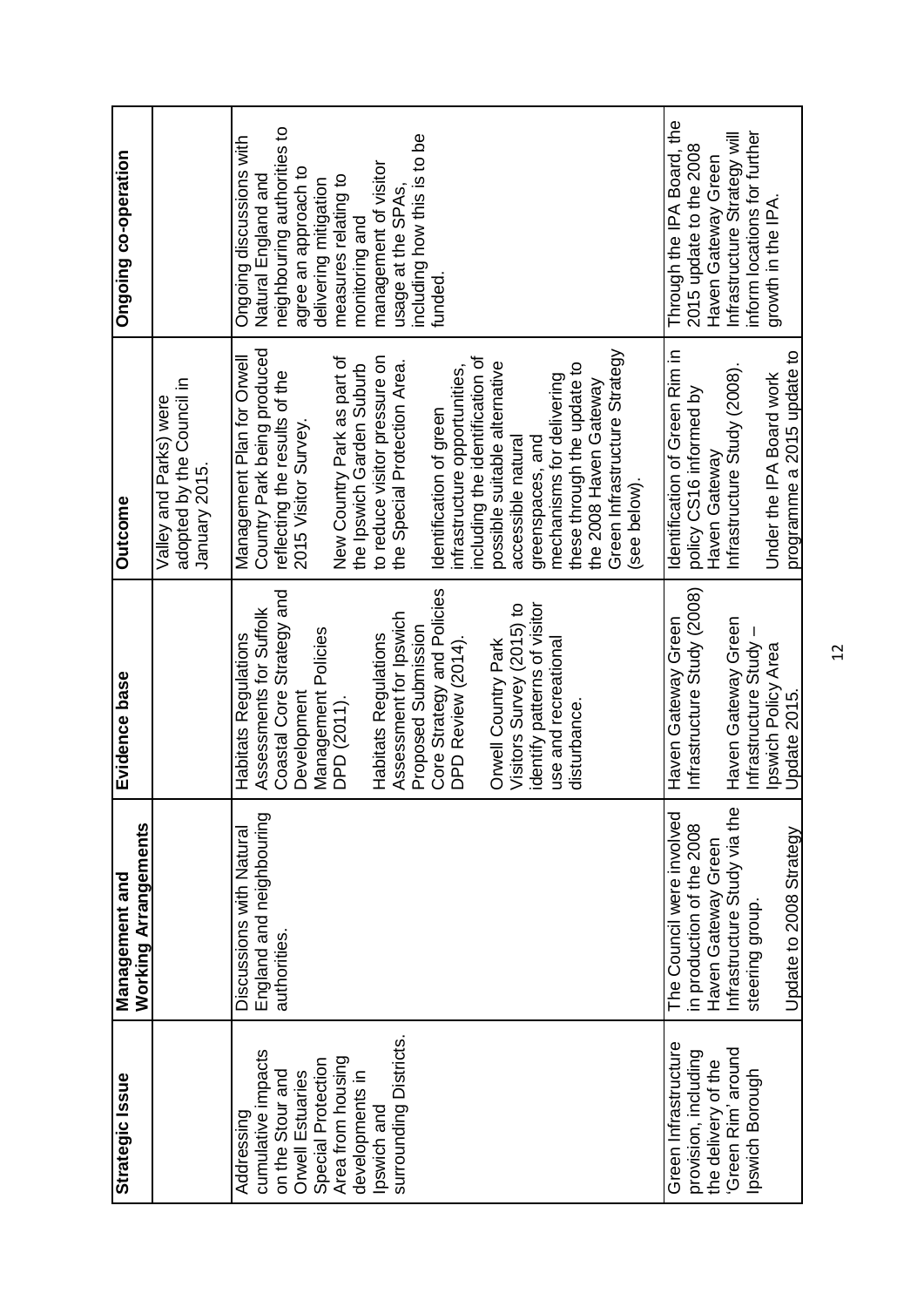| Strategic Issue | Management and Working Arrangements | Evidence base | Outcome | Ongoing co-operation |
|---|---|---|---|---|
| | | | Valley and Parks) were adopted by the Council in January 2015. | |
| Addressing cumulative impacts on the Stour and Orwell Estuaries Special Protection Area from housing developments in Ipswich and surrounding Districts. | Discussions with Natural England and neighbouring authorities. | Habitats Regulations Assessments for Suffolk Coastal Core Strategy and Development Management Policies DPD (2011).<br><br>Habitats Regulations Assessment for Ipswich Proposed Submission Core Strategy and Policies DPD Review (2014).<br><br>Orwell Country Park Visitors Survey (2015) to identify patterns of visitor use and recreational disturbance. | Management Plan for Orwell Country Park being produced reflecting the results of the 2015 Visitor Survey.<br><br>New Country Park as part of the Ipswich Garden Suburb to reduce visitor pressure on the Special Protection Area.<br><br>Identification of green infrastructure opportunities, including the identification of possible suitable alternative accessible natural greenspaces, and mechanisms for delivering these through the update to the 2008 Haven Gateway Green Infrastructure Strategy (see below). | Ongoing discussions with Natural England and neighbouring authorities to agree an approach to delivering mitigation measures relating to monitoring and management of visitor usage at the SPAs, including how this is to be funded. |
| Green Infrastructure provision, including the delivery of the 'Green Rim' around Ipswich Borough | The Council were involved in production of the 2008 Haven Gateway Green Infrastructure Study via the steering group.<br><br>Update to 2008 Strategy | Haven Gateway Green Infrastructure Study (2008)<br><br>Haven Gateway Green Infrastructure Study – Ipswich Policy Area Update 2015. | Identification of Green Rim in policy CS16 informed by Haven Gateway Infrastructure Study (2008).<br><br>Under the IPA Board work programme a 2015 update to | Through the IPA Board, the 2015 update to the 2008 Haven Gateway Green Infrastructure Strategy will inform locations for further growth in the IPA. |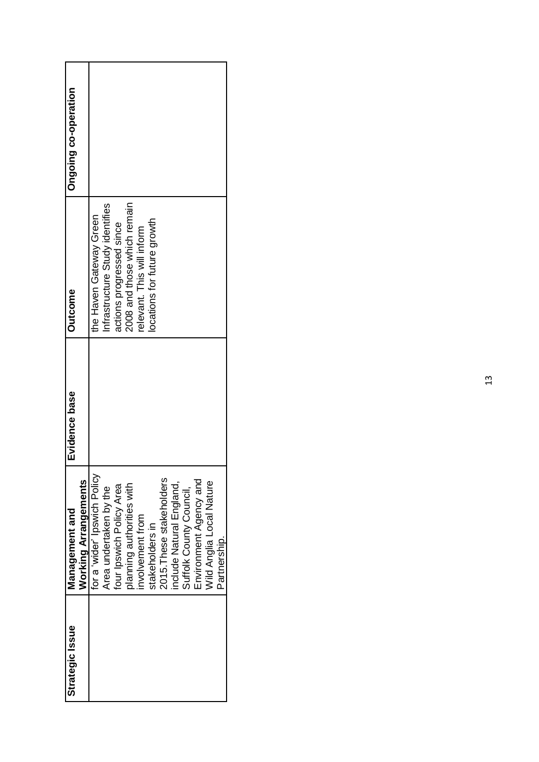| Strategic Issue | Management and Working Arrangements | Evidence base | Outcome | Ongoing co-operation |
| --- | --- | --- | --- | --- |
| | for a 'wider' Ipswich Policy Area undertaken by the four Ipswich Policy Area planning authorities with involvement from stakeholders in 2015.These stakeholders include Natural England, Suffolk County Council, Environment Agency and Wild Anglia Local Nature Partnership. | | the Haven Gateway Green Infrastructure Study identifies actions progressed since 2008 and those which remain relevant. This will inform locations for future growth | |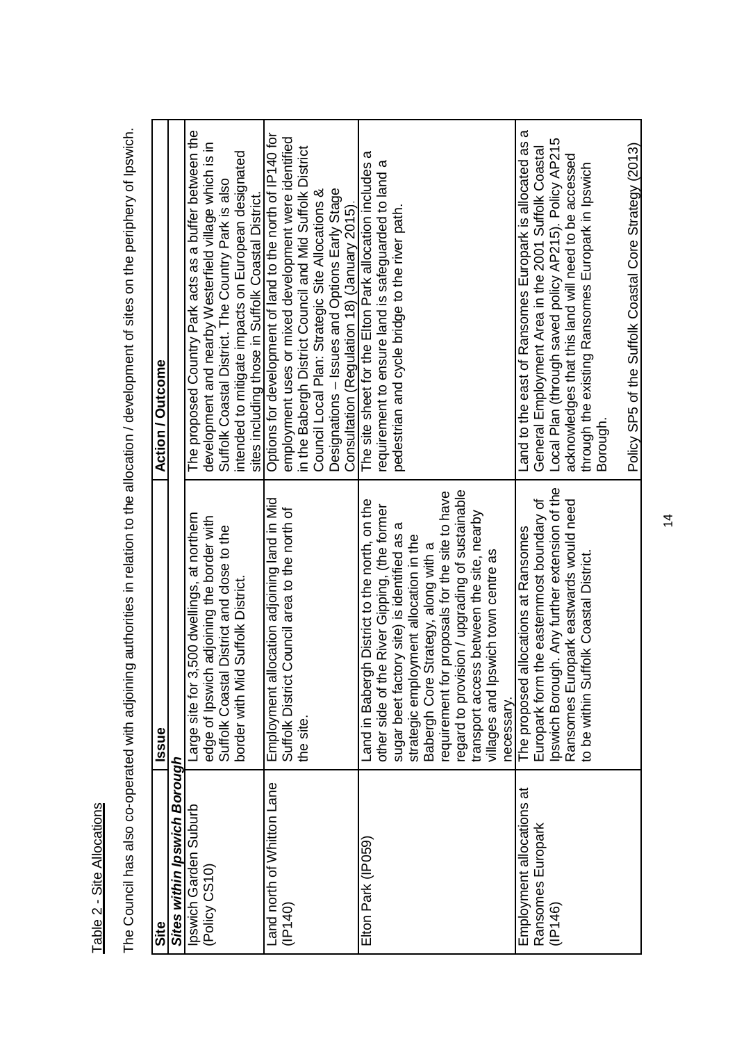Table 2 - Site Allocations

The Council has also co-operated with adjoining authorities in relation to the allocation / development of sites on the periphery of Ipswich.

| Site | Issue | Action / Outcome |
|---|---|---|
| ***Sites within Ipswich Borough*** | | |
| Ipswich Garden Suburb (Policy CS10) | Large site for 3,500 dwellings, at northern edge of Ipswich adjoining the border with Suffolk Coastal District and close to the border with Mid Suffolk District. | The proposed Country Park acts as a buffer between the development and nearby Westerfield village which is in Suffolk Coastal District. The Country Park is also intended to mitigate impacts on European designated sites including those in Suffolk Coastal District. |
| Land north of Whitton Lane (IP140) | Employment allocation adjoining land in Mid Suffolk District Council area to the north of the site. | Options for development of land to the north of IP140 for employment uses or mixed development were identified in the Babergh District Council and Mid Suffolk District Council Local Plan: Strategic Site Allocations & Designations – Issues and Options Early Stage Consultation (Regulation 18) (January 2015). |
| Elton Park (IP059) | Land in Babergh District to the north, on the other side of the River Gipping, (the former sugar beet factory site) is identified as a strategic employment allocation in the Babergh Core Strategy, along with a requirement for proposals for the site to have regard to provision / upgrading of sustainable transport access between the site, nearby villages and Ipswich town centre as necessary. | The site sheet for the Elton Park allocation includes a requirement to ensure land is safeguarded to land a pedestrian and cycle bridge to the river path. |
| Employment allocations at Ransomes Europark (IP146) | The proposed allocations at Ransomes Europark form the easternmost boundary of Ipswich Borough. Any further extension of the Ransomes Europark eastwards would need to be within Suffolk Coastal District. | Land to the east of Ransomes Europark is allocated as a General Employment Area in the 2001 Suffolk Coastal Local Plan (through saved policy AP215). Policy AP215 acknowledges that this land will need to be accessed through the existing Ransomes Europark in Ipswich Borough.<br><br>Policy SP5 of the Suffolk Coastal Core Strategy (2013) |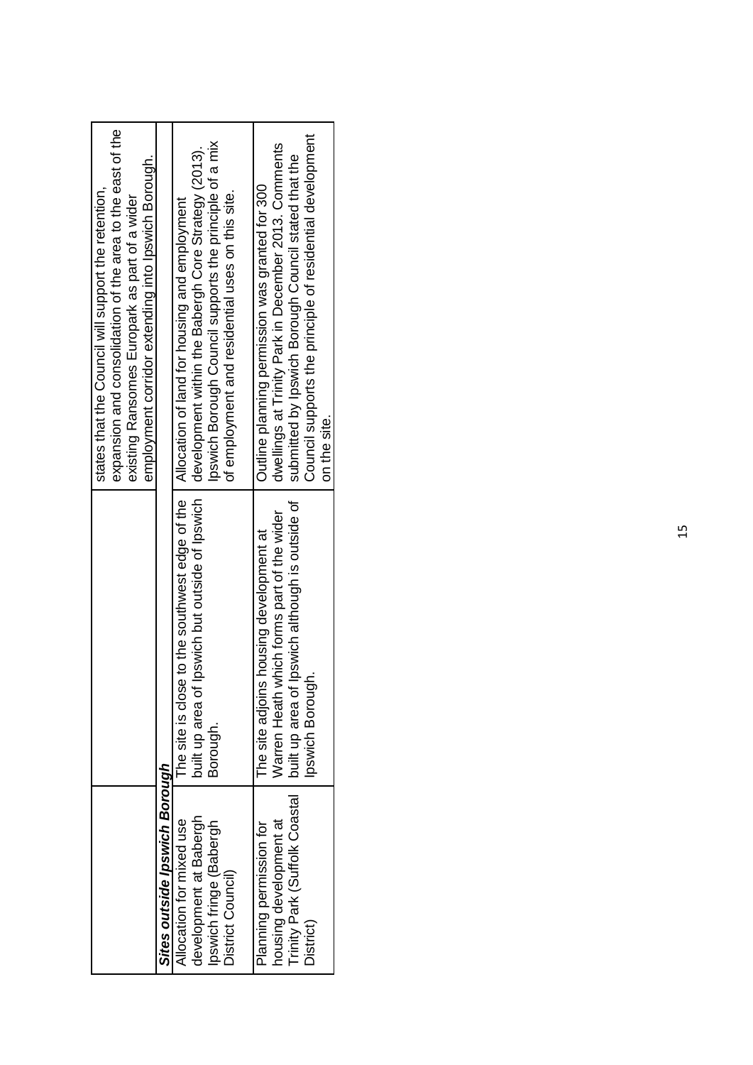| | | |
|---|---|---|
| | | states that the Council will support the retention, expansion and consolidation of the area to the east of the existing Ransomes Europark as part of a wider employment corridor extending into Ipswich Borough. |
| ***Sites outside Ipswich Borough*** | | |
| Allocation for mixed use development at Babergh Ipswich fringe (Babergh District Council) | The site is close to the southwest edge of the built up area of Ipswich but outside of Ipswich Borough. | Allocation of land for housing and employment development within the Babergh Core Strategy (2013). Ipswich Borough Council supports the principle of a mix of employment and residential uses on this site. |
| Planning permission for housing development at Trinity Park (Suffolk Coastal District) | The site adjoins housing development at Warren Heath which forms part of the wider built up area of Ipswich although is outside of Ipswich Borough. | Outline planning permission was granted for 300 dwellings at Trinity Park in December 2013. Comments submitted by Ipswich Borough Council stated that the Council supports the principle of residential development on the site. |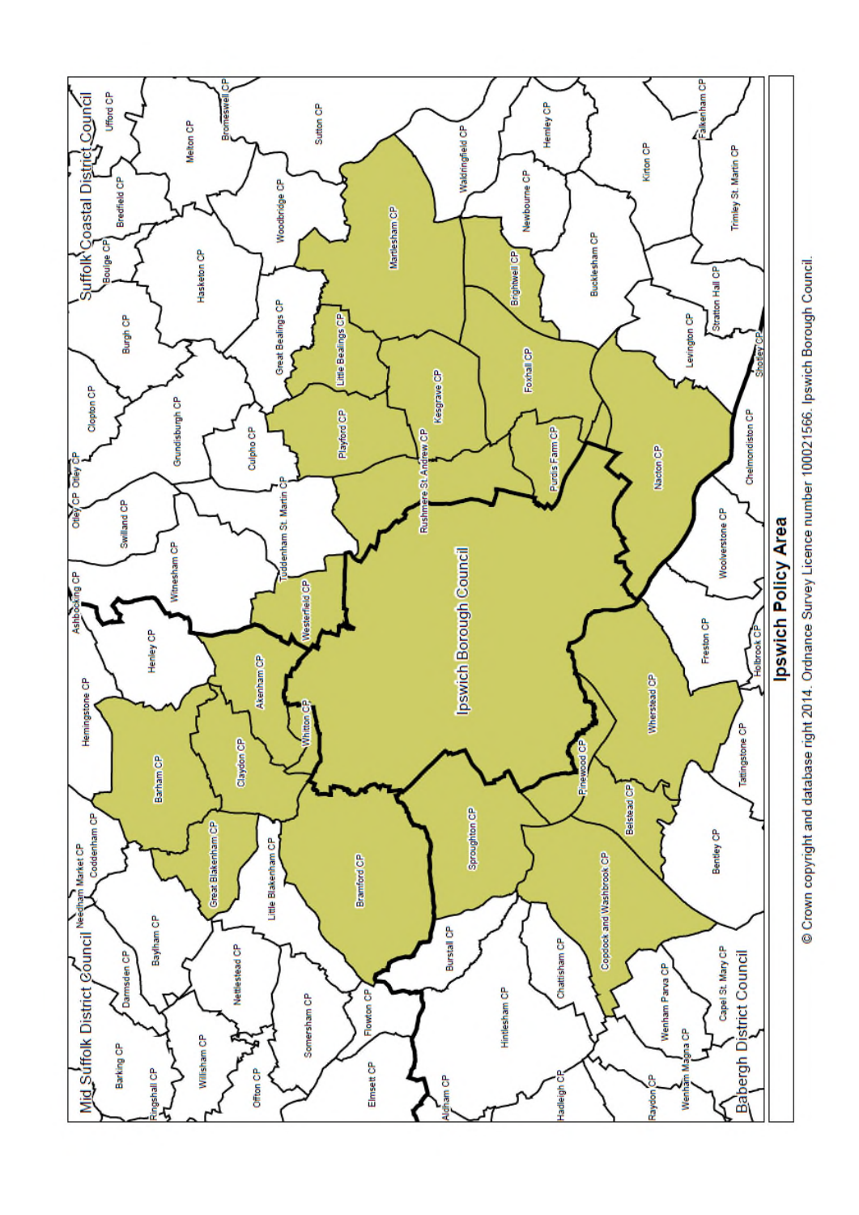Mid Suffolk District Council

Suffolk Coastal District Council

Babergh District Council

Ipswich Borough Council

Ipswich Policy Area

© Crown copyright and database right 2014. Ordnance Survey Licence number 100021566. Ipswich Borough Council.

Ufford CP
Bromeswell CP
Melton CP
Sutton CP
Bredfield CP
Boulge CP
Hasketon CP
Woodbridge CP
Burgh CP
Great Bealings CP
Martlesham CP
Waldringfield CP
Hemley CP
Newbourne CP
Brightwell CP
Bucklesham CP
Kirton CP
Falkenham CP
Trimley St. Martin CP
Little Bealings CP
Kesgrave CP
Foxhall CP
Levington CP
Stratton Hall CP
Clopton CP
Grundisburgh CP
Culpho CP
Playford CP
Rushmere St. Andrew CP
Purdis Farm CP
Nacton CP
Shotley CP
Chelmondiston CP
Otley CP
Swilland CP
Tuddenham St. Martin CP
Woolverstone CP
Ashbocking CP
Witnesham CP
Westerfield CP
Freston CP
Holbrook CP
Henley CP
Akenham CP
Whitton CP
Wherstead CP
Hemingstone CP
Claydon CP
Pinewood CP
Tattingstone CP
Barham CP
Belstead CP
Coddenham CP
Great Blakenham CP
Little Blakenham CP
Bramford CP
Sproughton CP
Bentley CP
Needham Market CP
Baylham CP
Copdock and Washbrook CP
Darmsden CP
Nettlestead CP
Burstall CP
Chattisham CP
Capel St. Mary CP
Barking CP
Somersham CP
Flowton CP
Hintlesham CP
Wenham Parva CP
Ringshall CP
Willisham CP
Offton CP
Elmsett CP
Aldham CP
Hadleigh CP
Raydon CP
Wenham Magna CP